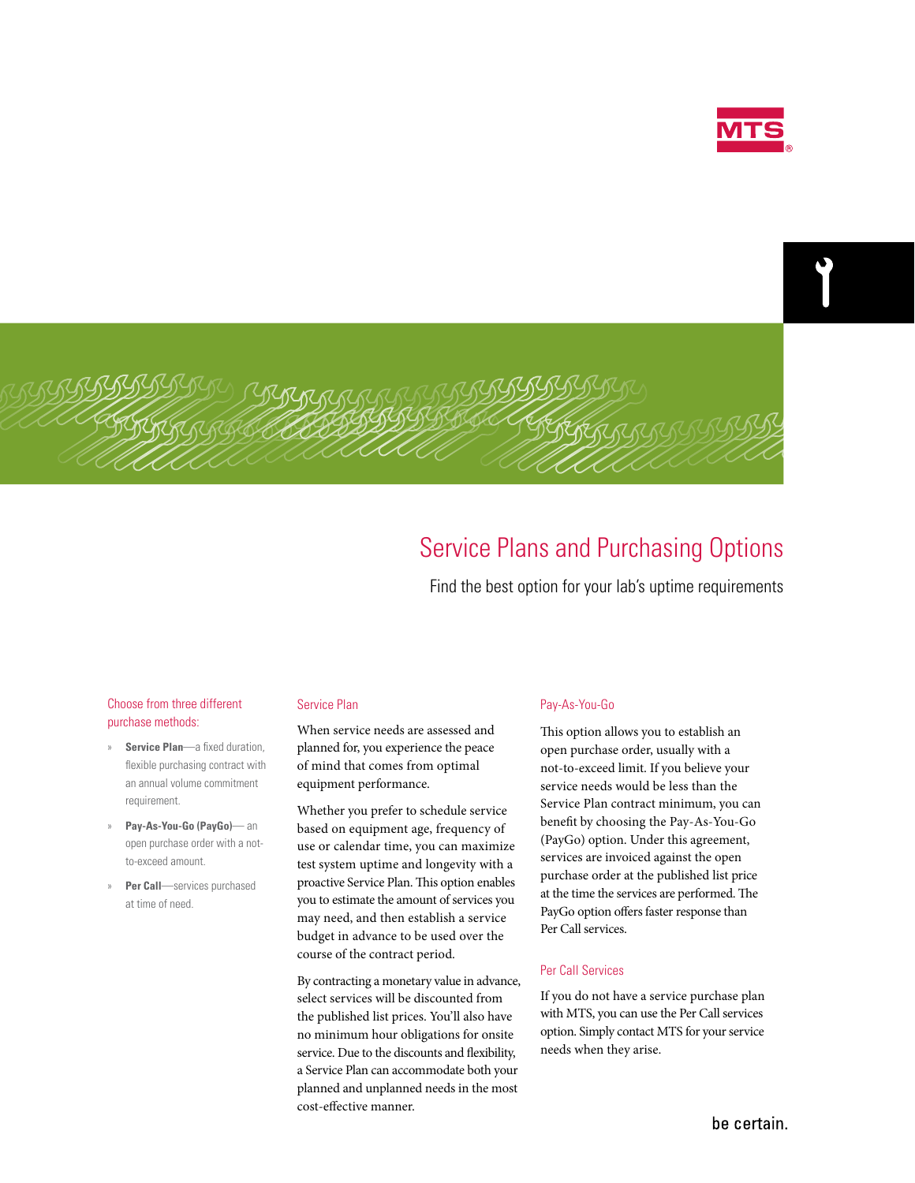# Service Plans and Purchasing Options

Find the best option for your lab's uptime requirements

Choose from three different purchase methods:

- **Service Plan**—a fixed duration, flexible purchasing contract with an annual volume commitment requirement.
- **Pay-As-You-Go (PayGo)**— an open purchase order with a not-to-exceed amount.
- **Per Call**—services purchased at time of need.

## Service Plan

When service needs are assessed and planned for, you experience the peace of mind that comes from optimal equipment performance.

Whether you prefer to schedule service based on equipment age, frequency of use or calendar time, you can maximize test system uptime and longevity with a proactive Service Plan. This option enables you to estimate the amount of services you may need, and then establish a service budget in advance to be used over the course of the contract period.

By contracting a monetary value in advance, select services will be discounted from the published list prices. You'll also have no minimum hour obligations for onsite service. Due to the discounts and flexibility, a Service Plan can accommodate both your planned and unplanned needs in the most cost-effective manner.

## Pay-As-You-Go

This option allows you to establish an open purchase order, usually with a not-to-exceed limit. If you believe your service needs would be less than the Service Plan contract minimum, you can benefit by choosing the Pay-As-You-Go (PayGo) option. Under this agreement, services are invoiced against the open purchase order at the published list price at the time the services are performed. The PayGo option offers faster response than Per Call services.

## Per Call Services

If you do not have a service purchase plan with MTS, you can use the Per Call services option. Simply contact MTS for your service needs when they arise.

be certain.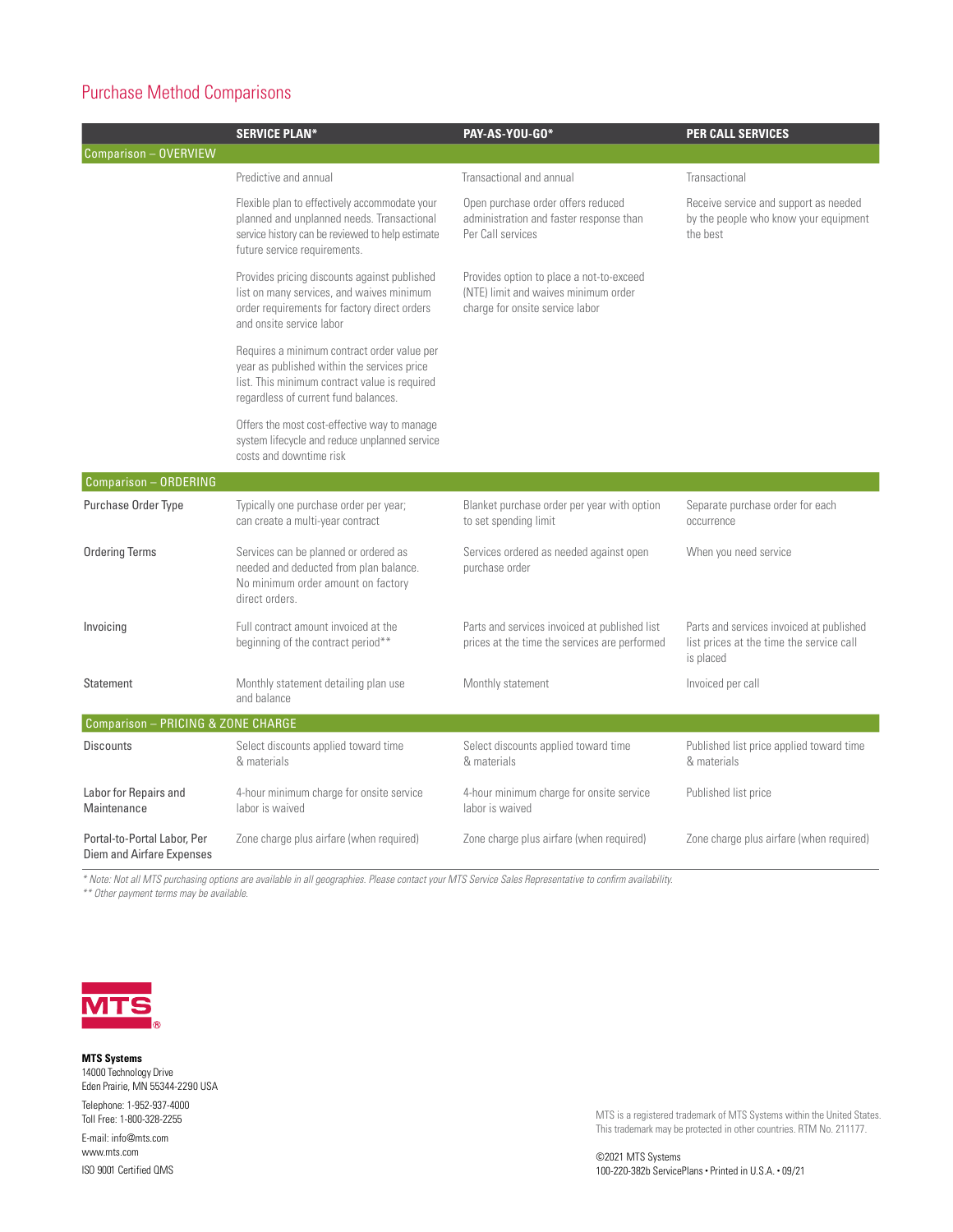## Purchase Method Comparisons

| | SERVICE PLAN* | PAY-AS-YOU-GO* | PER CALL SERVICES |
|---|---|---|---|
| **Comparison – OVERVIEW** | | | |
| | Predictive and annual | Transactional and annual | Transactional |
| | Flexible plan to effectively accommodate your planned and unplanned needs. Transactional service history can be reviewed to help estimate future service requirements. | Open purchase order offers reduced administration and faster response than Per Call services | Receive service and support as needed by the people who know your equipment the best |
| | Provides pricing discounts against published list on many services, and waives minimum order requirements for factory direct orders and onsite service labor | Provides option to place a not-to-exceed (NTE) limit and waives minimum order charge for onsite service labor | |
| | Requires a minimum contract order value per year as published within the services price list. This minimum contract value is required regardless of current fund balances. | | |
| | Offers the most cost-effective way to manage system lifecycle and reduce unplanned service costs and downtime risk | | |
| **Comparison – ORDERING** | | | |
| Purchase Order Type | Typically one purchase order per year; can create a multi-year contract | Blanket purchase order per year with option to set spending limit | Separate purchase order for each occurrence |
| Ordering Terms | Services can be planned or ordered as needed and deducted from plan balance. No minimum order amount on factory direct orders. | Services ordered as needed against open purchase order | When you need service |
| Invoicing | Full contract amount invoiced at the beginning of the contract period** | Parts and services invoiced at published list prices at the time the services are performed | Parts and services invoiced at published list prices at the time the service call is placed |
| Statement | Monthly statement detailing plan use and balance | Monthly statement | Invoiced per call |
| **Comparison – PRICING & ZONE CHARGE** | | | |
| Discounts | Select discounts applied toward time & materials | Select discounts applied toward time & materials | Published list price applied toward time & materials |
| Labor for Repairs and Maintenance | 4-hour minimum charge for onsite service labor is waived | 4-hour minimum charge for onsite service labor is waived | Published list price |
| Portal-to-Portal Labor, Per Diem and Airfare Expenses | Zone charge plus airfare (when required) | Zone charge plus airfare (when required) | Zone charge plus airfare (when required) |

*\* Note: Not all MTS purchasing options are available in all geographies. Please contact your MTS Service Sales Representative to confirm availability.*
*\*\* Other payment terms may be available.*

MTS

**MTS Systems**
14000 Technology Drive
Eden Prairie, MN 55344-2290 USA

Telephone: 1-952-937-4000
Toll Free: 1-800-328-2255

E-mail: info@mts.com
www.mts.com

ISO 9001 Certified QMS

MTS is a registered trademark of MTS Systems within the United States. This trademark may be protected in other countries. RTM No. 211177.

©2021 MTS Systems
100-220-382b ServicePlans • Printed in U.S.A. • 09/21